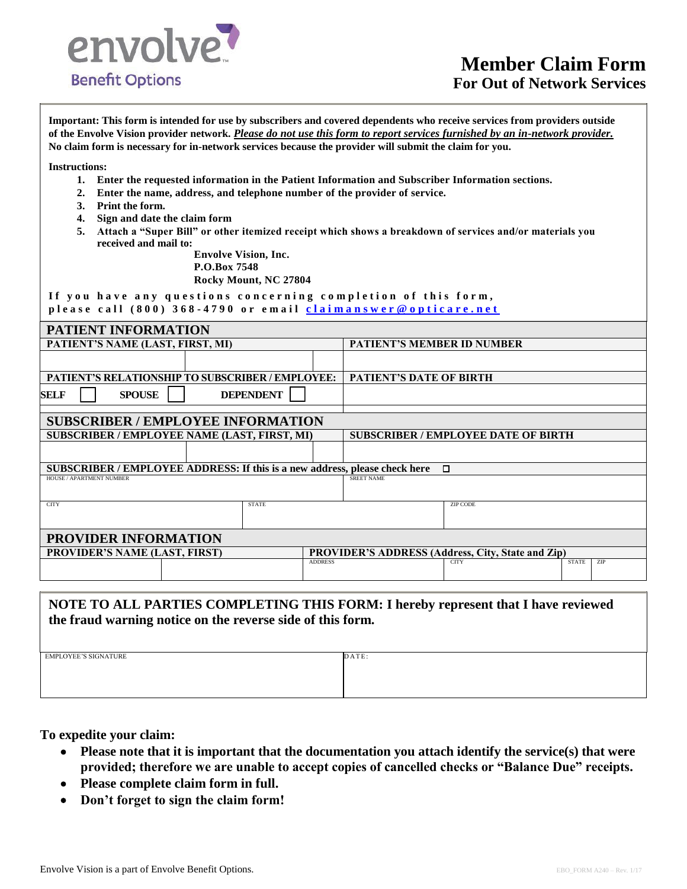envolve
Benefit Options

# Member Claim Form
## For Out of Network Services

**Important: This form is intended for use by subscribers and covered dependents who receive services from providers outside of the Envolve Vision provider network. _Please do not use this form to report services furnished by an in-network provider._ No claim form is necessary for in-network services because the provider will submit the claim for you.**

**Instructions:**

1. **Enter the requested information in the Patient Information and Subscriber Information sections.**
2. **Enter the name, address, and telephone number of the provider of service.**
3. **Print the form.**
4. **Sign and date the claim form**
5. **Attach a "Super Bill" or other itemized receipt which shows a breakdown of services and/or materials you received and mail to:**

 **Envolve Vision, Inc.**
 **P.O.Box 7548**
 **Rocky Mount, NC 27804**

**If you have any questions concerning completion of this form, please call (800) 368-4790 or email claimanswer@opticare.net**

## PATIENT INFORMATION

| PATIENT'S NAME (LAST, FIRST, MI) | | | PATIENT'S MEMBER ID NUMBER |
|---|---|---|---|
| | | | |
| **PATIENT'S RELATIONSHIP TO SUBSCRIBER / EMPLOYEE:** | | | **PATIENT'S DATE OF BIRTH** |
| SELF ☐ | SPOUSE ☐ | DEPENDENT ☐ | |

## SUBSCRIBER / EMPLOYEE INFORMATION

| SUBSCRIBER / EMPLOYEE NAME (LAST, FIRST, MI) | | | SUBSCRIBER / EMPLOYEE DATE OF BIRTH |
|---|---|---|---|
| | | | |

**SUBSCRIBER / EMPLOYEE ADDRESS: If this is a new address, please check here ☐**

| HOUSE / APARTMENT NUMBER | | SREET NAME |
|---|---|---|
| | | |
| CITY | STATE | ZIP CODE |
| | | |

## PROVIDER INFORMATION

| PROVIDER'S NAME (LAST, FIRST) | | PROVIDER'S ADDRESS (Address, City, State and Zip) | | | |
|---|---|---|---|---|---|
| | | ADDRESS | CITY | STATE | ZIP |
| | | | | | |

**NOTE TO ALL PARTIES COMPLETING THIS FORM: I hereby represent that I have reviewed the fraud warning notice on the reverse side of this form.**

| EMPLOYEE'S SIGNATURE | DATE: |
|---|---|
| | |

**To expedite your claim:**

- **Please note that it is important that the documentation you attach identify the service(s) that were provided; therefore we are unable to accept copies of cancelled checks or "Balance Due" receipts.**
- **Please complete claim form in full.**
- **Don't forget to sign the claim form!**

Envolve Vision is a part of Envolve Benefit Options.

EBO_FORM A240 – Rev. 1/17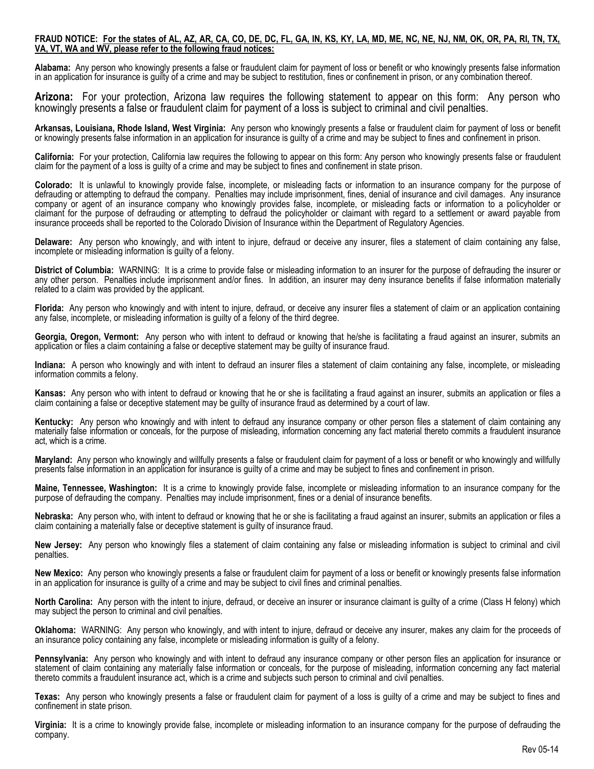**FRAUD NOTICE: For the states of AL, AZ, AR, CA, CO, DE, DC, FL, GA, IN, KS, KY, LA, MD, ME, NC, NE, NJ, NM, OK, OR, PA, RI, TN, TX, VA, VT, WA and WV, please refer to the following fraud notices:**

**Alabama:** Any person who knowingly presents a false or fraudulent claim for payment of loss or benefit or who knowingly presents false information in an application for insurance is guilty of a crime and may be subject to restitution, fines or confinement in prison, or any combination thereof.

**Arizona:** For your protection, Arizona law requires the following statement to appear on this form: Any person who knowingly presents a false or fraudulent claim for payment of a loss is subject to criminal and civil penalties.

**Arkansas, Louisiana, Rhode Island, West Virginia:** Any person who knowingly presents a false or fraudulent claim for payment of loss or benefit or knowingly presents false information in an application for insurance is guilty of a crime and may be subject to fines and confinement in prison.

**California:** For your protection, California law requires the following to appear on this form: Any person who knowingly presents false or fraudulent claim for the payment of a loss is guilty of a crime and may be subject to fines and confinement in state prison.

**Colorado:** It is unlawful to knowingly provide false, incomplete, or misleading facts or information to an insurance company for the purpose of defrauding or attempting to defraud the company. Penalties may include imprisonment, fines, denial of insurance and civil damages. Any insurance company or agent of an insurance company who knowingly provides false, incomplete, or misleading facts or information to a policyholder or claimant for the purpose of defrauding or attempting to defraud the policyholder or claimant with regard to a settlement or award payable from insurance proceeds shall be reported to the Colorado Division of Insurance within the Department of Regulatory Agencies.

**Delaware:** Any person who knowingly, and with intent to injure, defraud or deceive any insurer, files a statement of claim containing any false, incomplete or misleading information is guilty of a felony.

**District of Columbia:** WARNING: It is a crime to provide false or misleading information to an insurer for the purpose of defrauding the insurer or any other person. Penalties include imprisonment and/or fines. In addition, an insurer may deny insurance benefits if false information materially related to a claim was provided by the applicant.

**Florida:** Any person who knowingly and with intent to injure, defraud, or deceive any insurer files a statement of claim or an application containing any false, incomplete, or misleading information is guilty of a felony of the third degree.

**Georgia, Oregon, Vermont:** Any person who with intent to defraud or knowing that he/she is facilitating a fraud against an insurer, submits an application or files a claim containing a false or deceptive statement may be guilty of insurance fraud.

**Indiana:** A person who knowingly and with intent to defraud an insurer files a statement of claim containing any false, incomplete, or misleading information commits a felony.

**Kansas:** Any person who with intent to defraud or knowing that he or she is facilitating a fraud against an insurer, submits an application or files a claim containing a false or deceptive statement may be guilty of insurance fraud as determined by a court of law.

**Kentucky:** Any person who knowingly and with intent to defraud any insurance company or other person files a statement of claim containing any materially false information or conceals, for the purpose of misleading, information concerning any fact material thereto commits a fraudulent insurance act, which is a crime.

**Maryland:** Any person who knowingly and willfully presents a false or fraudulent claim for payment of a loss or benefit or who knowingly and willfully presents false information in an application for insurance is guilty of a crime and may be subject to fines and confinement in prison.

**Maine, Tennessee, Washington:** It is a crime to knowingly provide false, incomplete or misleading information to an insurance company for the purpose of defrauding the company. Penalties may include imprisonment, fines or a denial of insurance benefits.

**Nebraska:** Any person who, with intent to defraud or knowing that he or she is facilitating a fraud against an insurer, submits an application or files a claim containing a materially false or deceptive statement is guilty of insurance fraud.

**New Jersey:** Any person who knowingly files a statement of claim containing any false or misleading information is subject to criminal and civil penalties.

**New Mexico:** Any person who knowingly presents a false or fraudulent claim for payment of a loss or benefit or knowingly presents false information in an application for insurance is guilty of a crime and may be subject to civil fines and criminal penalties.

**North Carolina:** Any person with the intent to injure, defraud, or deceive an insurer or insurance claimant is guilty of a crime (Class H felony) which may subject the person to criminal and civil penalties.

**Oklahoma:** WARNING: Any person who knowingly, and with intent to injure, defraud or deceive any insurer, makes any claim for the proceeds of an insurance policy containing any false, incomplete or misleading information is guilty of a felony.

**Pennsylvania:** Any person who knowingly and with intent to defraud any insurance company or other person files an application for insurance or statement of claim containing any materially false information or conceals, for the purpose of misleading, information concerning any fact material thereto commits a fraudulent insurance act, which is a crime and subjects such person to criminal and civil penalties.

**Texas:** Any person who knowingly presents a false or fraudulent claim for payment of a loss is guilty of a crime and may be subject to fines and confinement in state prison.

**Virginia:** It is a crime to knowingly provide false, incomplete or misleading information to an insurance company for the purpose of defrauding the company.

Rev 05-14